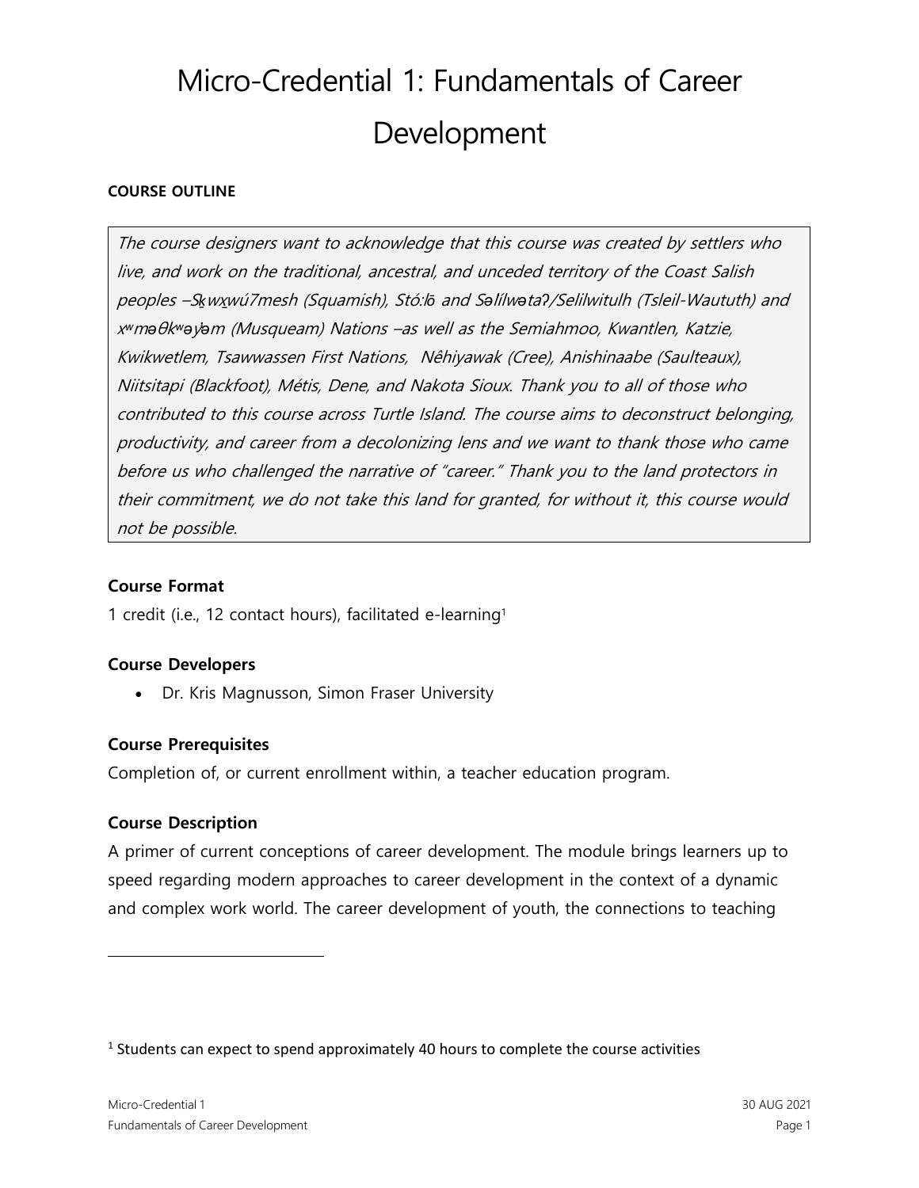# Micro-Credential 1: Fundamentals of Career Development

**COURSE OUTLINE**

*The course designers want to acknowledge that this course was created by settlers who live, and work on the traditional, ancestral, and unceded territory of the Coast Salish peoples –Sḵwx̱wú7mesh (Squamish), Stó:lō and Səl̓ílwətaʔ/Selilwitulh (Tsleil-Waututh) and xʷməθkʷəy̓əm (Musqueam) Nations –as well as the Semiahmoo, Kwantlen, Katzie, Kwikwetlem, Tsawwassen First Nations, Nêhiyawak (Cree), Anishinaabe (Saulteaux), Niitsitapi (Blackfoot), Métis, Dene, and Nakota Sioux. Thank you to all of those who contributed to this course across Turtle Island. The course aims to deconstruct belonging, productivity, and career from a decolonizing lens and we want to thank those who came before us who challenged the narrative of "career." Thank you to the land protectors in their commitment, we do not take this land for granted, for without it, this course would not be possible.*

### Course Format

1 credit (i.e., 12 contact hours), facilitated e-learning[1]

### Course Developers

- Dr. Kris Magnusson, Simon Fraser University

### Course Prerequisites

Completion of, or current enrollment within, a teacher education program.

### Course Description

A primer of current conceptions of career development. The module brings learners up to speed regarding modern approaches to career development in the context of a dynamic and complex work world. The career development of youth, the connections to teaching

[1] Students can expect to spend approximately 40 hours to complete the course activities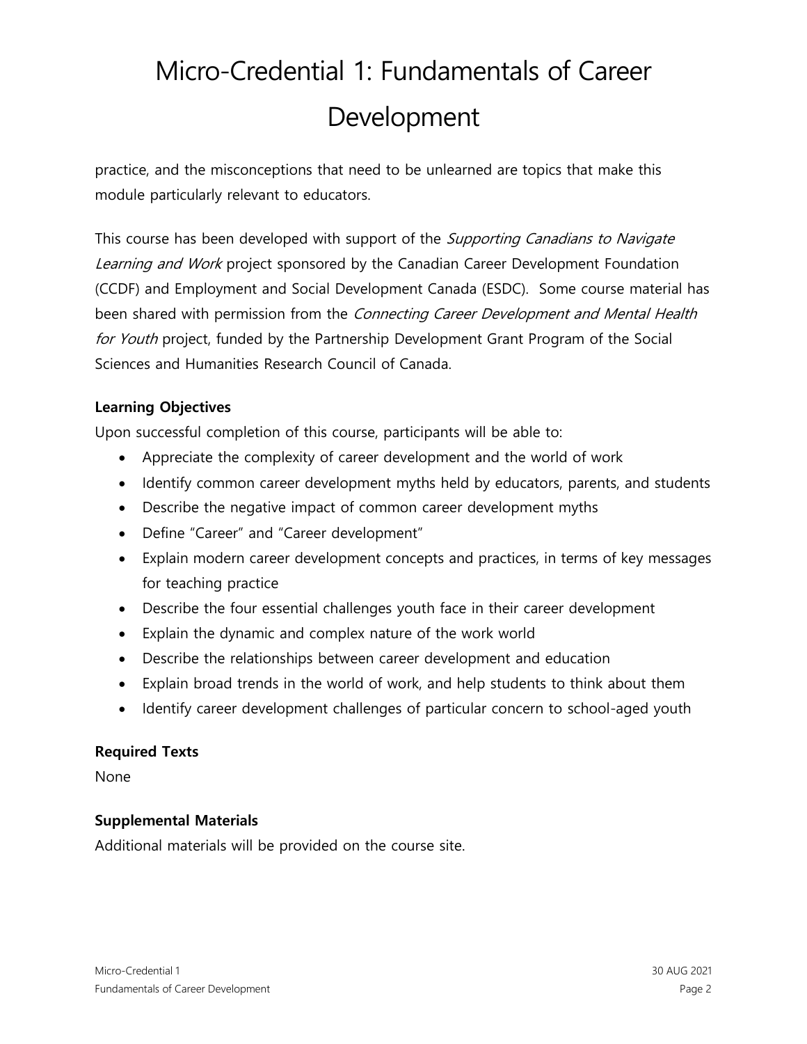practice, and the misconceptions that need to be unlearned are topics that make this module particularly relevant to educators.

This course has been developed with support of the *Supporting Canadians to Navigate Learning and Work* project sponsored by the Canadian Career Development Foundation (CCDF) and Employment and Social Development Canada (ESDC). Some course material has been shared with permission from the *Connecting Career Development and Mental Health for Youth* project, funded by the Partnership Development Grant Program of the Social Sciences and Humanities Research Council of Canada.

**Learning Objectives**

Upon successful completion of this course, participants will be able to:

- Appreciate the complexity of career development and the world of work
- Identify common career development myths held by educators, parents, and students
- Describe the negative impact of common career development myths
- Define "Career" and "Career development"
- Explain modern career development concepts and practices, in terms of key messages for teaching practice
- Describe the four essential challenges youth face in their career development
- Explain the dynamic and complex nature of the work world
- Describe the relationships between career development and education
- Explain broad trends in the world of work, and help students to think about them
- Identify career development challenges of particular concern to school-aged youth

**Required Texts**

None

**Supplemental Materials**

Additional materials will be provided on the course site.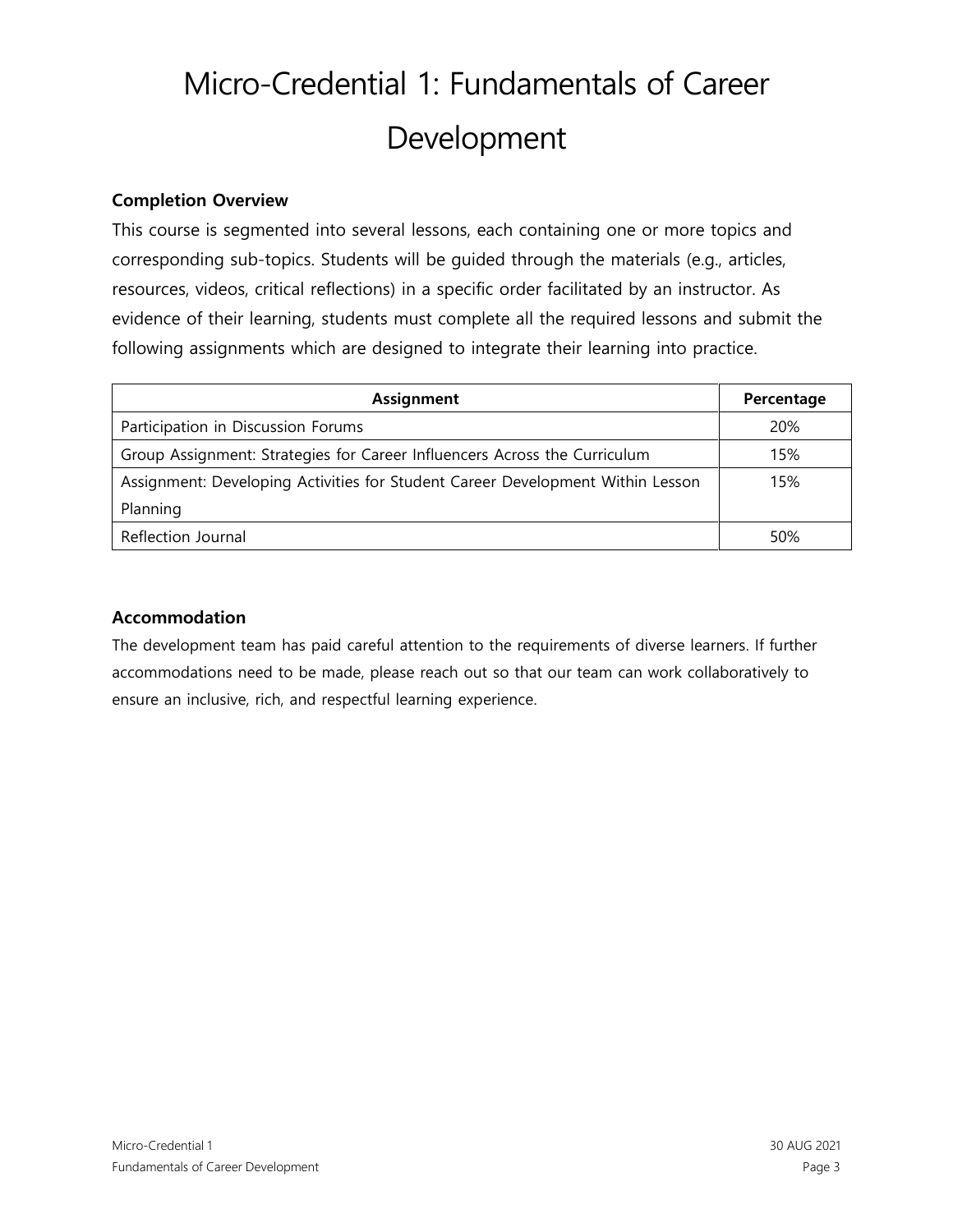# Micro-Credential 1: Fundamentals of Career Development

**Completion Overview**

This course is segmented into several lessons, each containing one or more topics and corresponding sub-topics. Students will be guided through the materials (e.g., articles, resources, videos, critical reflections) in a specific order facilitated by an instructor. As evidence of their learning, students must complete all the required lessons and submit the following assignments which are designed to integrate their learning into practice.

| Assignment | Percentage |
| --- | --- |
| Participation in Discussion Forums | 20% |
| Group Assignment: Strategies for Career Influencers Across the Curriculum | 15% |
| Assignment: Developing Activities for Student Career Development Within Lesson Planning | 15% |
| Reflection Journal | 50% |

**Accommodation**

The development team has paid careful attention to the requirements of diverse learners. If further accommodations need to be made, please reach out so that our team can work collaboratively to ensure an inclusive, rich, and respectful learning experience.